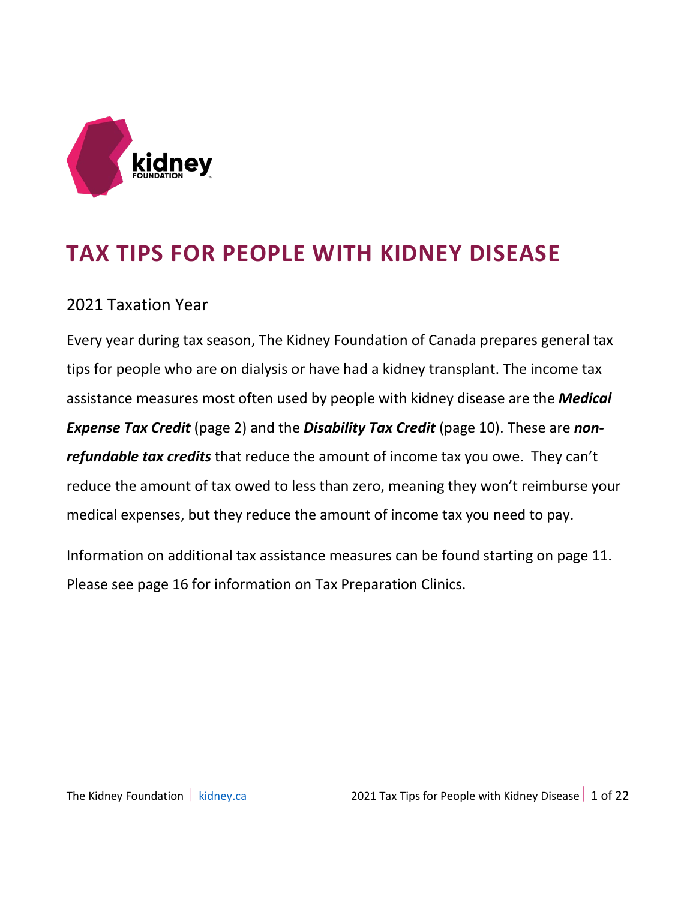# TAX TIPS FOR PEOPLE WITH KIDNEY DISEASE

## 2021 Taxation Year

Every year during tax season, The Kidney Foundation of Canada prepares general tax tips for people who are on dialysis or have had a kidney transplant. The income tax assistance measures most often used by people with kidney disease are the ***Medical Expense Tax Credit*** (page 2) and the ***Disability Tax Credit*** (page 10). These are ***non-refundable tax credits*** that reduce the amount of income tax you owe. They can't reduce the amount of tax owed to less than zero, meaning they won't reimburse your medical expenses, but they reduce the amount of income tax you need to pay.

Information on additional tax assistance measures can be found starting on page 11. Please see page 16 for information on Tax Preparation Clinics.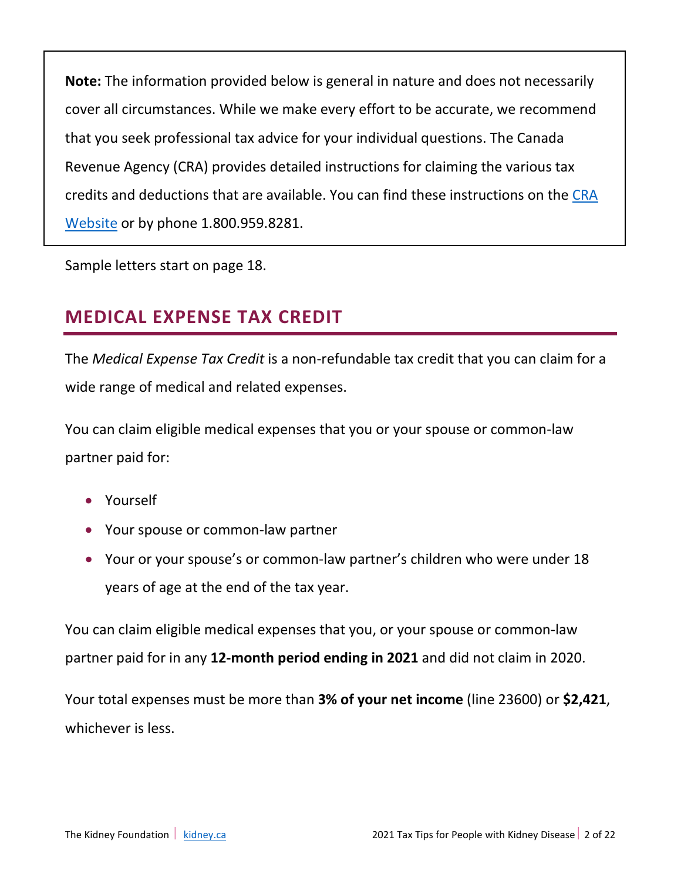**Note:** The information provided below is general in nature and does not necessarily cover all circumstances. While we make every effort to be accurate, we recommend that you seek professional tax advice for your individual questions. The Canada Revenue Agency (CRA) provides detailed instructions for claiming the various tax credits and deductions that are available. You can find these instructions on the [CRA Website]() or by phone 1.800.959.8281.

Sample letters start on page 18.

## MEDICAL EXPENSE TAX CREDIT

The *Medical Expense Tax Credit* is a non-refundable tax credit that you can claim for a wide range of medical and related expenses.

You can claim eligible medical expenses that you or your spouse or common-law partner paid for:

- Yourself
- Your spouse or common-law partner
- Your or your spouse's or common-law partner's children who were under 18 years of age at the end of the tax year.

You can claim eligible medical expenses that you, or your spouse or common-law partner paid for in any **12-month period ending in 2021** and did not claim in 2020.

Your total expenses must be more than **3% of your net income** (line 23600) or **$2,421**, whichever is less.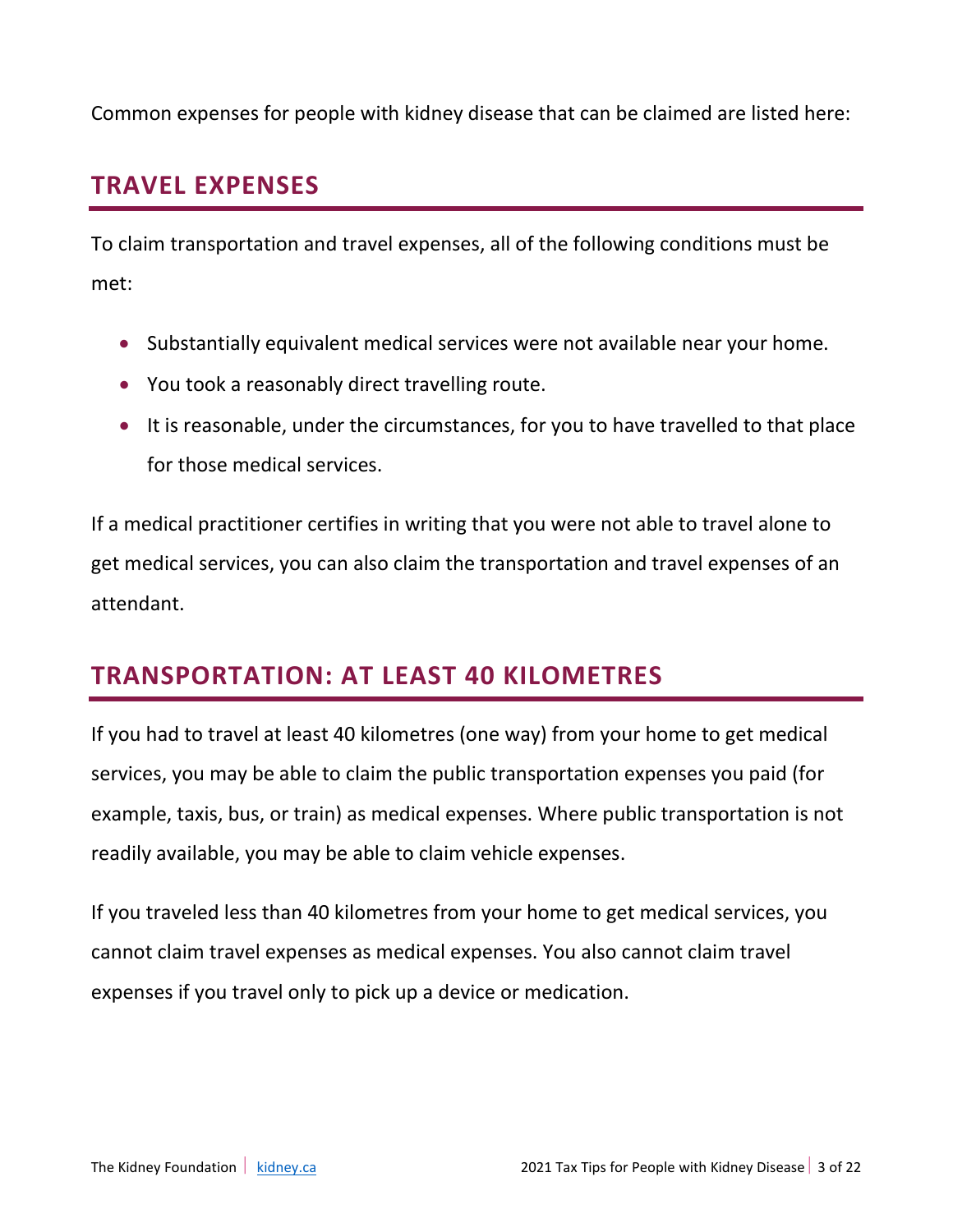Common expenses for people with kidney disease that can be claimed are listed here:

## TRAVEL EXPENSES

To claim transportation and travel expenses, all of the following conditions must be met:

- Substantially equivalent medical services were not available near your home.
- You took a reasonably direct travelling route.
- It is reasonable, under the circumstances, for you to have travelled to that place for those medical services.

If a medical practitioner certifies in writing that you were not able to travel alone to get medical services, you can also claim the transportation and travel expenses of an attendant.

## TRANSPORTATION: AT LEAST 40 KILOMETRES

If you had to travel at least 40 kilometres (one way) from your home to get medical services, you may be able to claim the public transportation expenses you paid (for example, taxis, bus, or train) as medical expenses. Where public transportation is not readily available, you may be able to claim vehicle expenses.

If you traveled less than 40 kilometres from your home to get medical services, you cannot claim travel expenses as medical expenses. You also cannot claim travel expenses if you travel only to pick up a device or medication.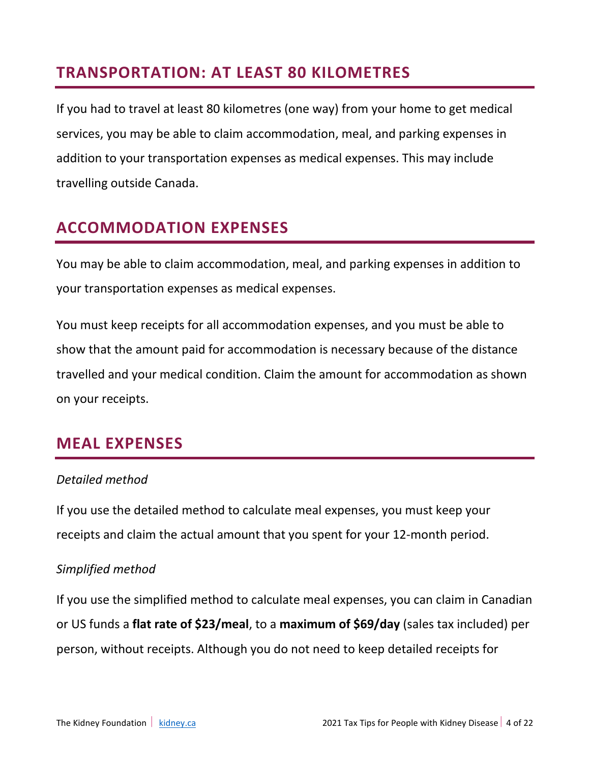## TRANSPORTATION: AT LEAST 80 KILOMETRES

If you had to travel at least 80 kilometres (one way) from your home to get medical services, you may be able to claim accommodation, meal, and parking expenses in addition to your transportation expenses as medical expenses. This may include travelling outside Canada.

## ACCOMMODATION EXPENSES

You may be able to claim accommodation, meal, and parking expenses in addition to your transportation expenses as medical expenses.

You must keep receipts for all accommodation expenses, and you must be able to show that the amount paid for accommodation is necessary because of the distance travelled and your medical condition. Claim the amount for accommodation as shown on your receipts.

## MEAL EXPENSES

*Detailed method*

If you use the detailed method to calculate meal expenses, you must keep your receipts and claim the actual amount that you spent for your 12-month period.

*Simplified method*

If you use the simplified method to calculate meal expenses, you can claim in Canadian or US funds a **flat rate of $23/meal**, to a **maximum of $69/day** (sales tax included) per person, without receipts. Although you do not need to keep detailed receipts for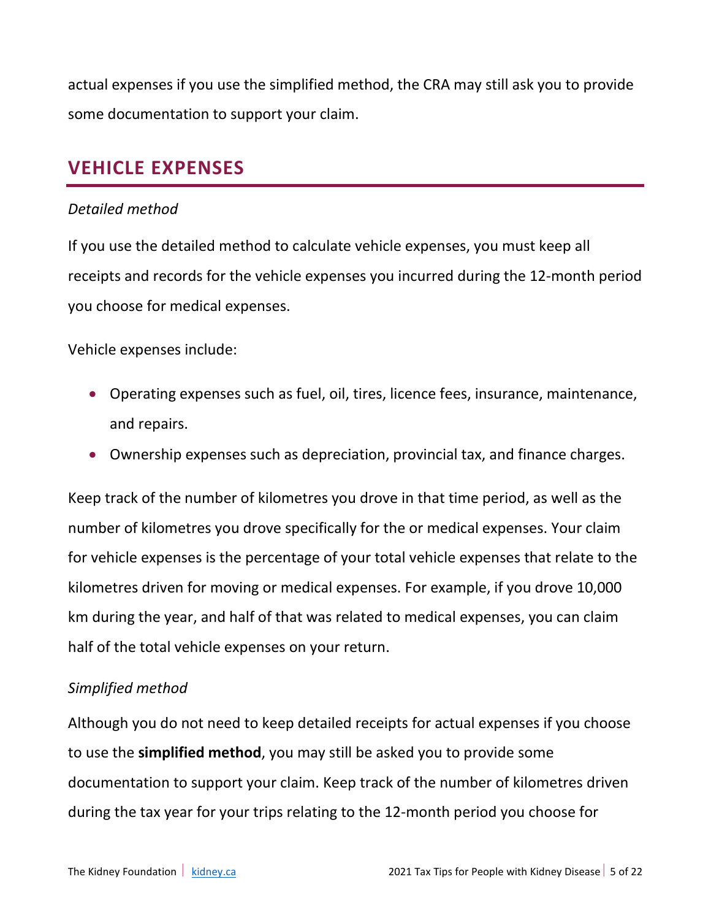actual expenses if you use the simplified method, the CRA may still ask you to provide some documentation to support your claim.

## VEHICLE EXPENSES

*Detailed method*

If you use the detailed method to calculate vehicle expenses, you must keep all receipts and records for the vehicle expenses you incurred during the 12-month period you choose for medical expenses.

Vehicle expenses include:

- Operating expenses such as fuel, oil, tires, licence fees, insurance, maintenance, and repairs.
- Ownership expenses such as depreciation, provincial tax, and finance charges.

Keep track of the number of kilometres you drove in that time period, as well as the number of kilometres you drove specifically for the or medical expenses. Your claim for vehicle expenses is the percentage of your total vehicle expenses that relate to the kilometres driven for moving or medical expenses. For example, if you drove 10,000 km during the year, and half of that was related to medical expenses, you can claim half of the total vehicle expenses on your return.

*Simplified method*

Although you do not need to keep detailed receipts for actual expenses if you choose to use the **simplified method**, you may still be asked you to provide some documentation to support your claim. Keep track of the number of kilometres driven during the tax year for your trips relating to the 12-month period you choose for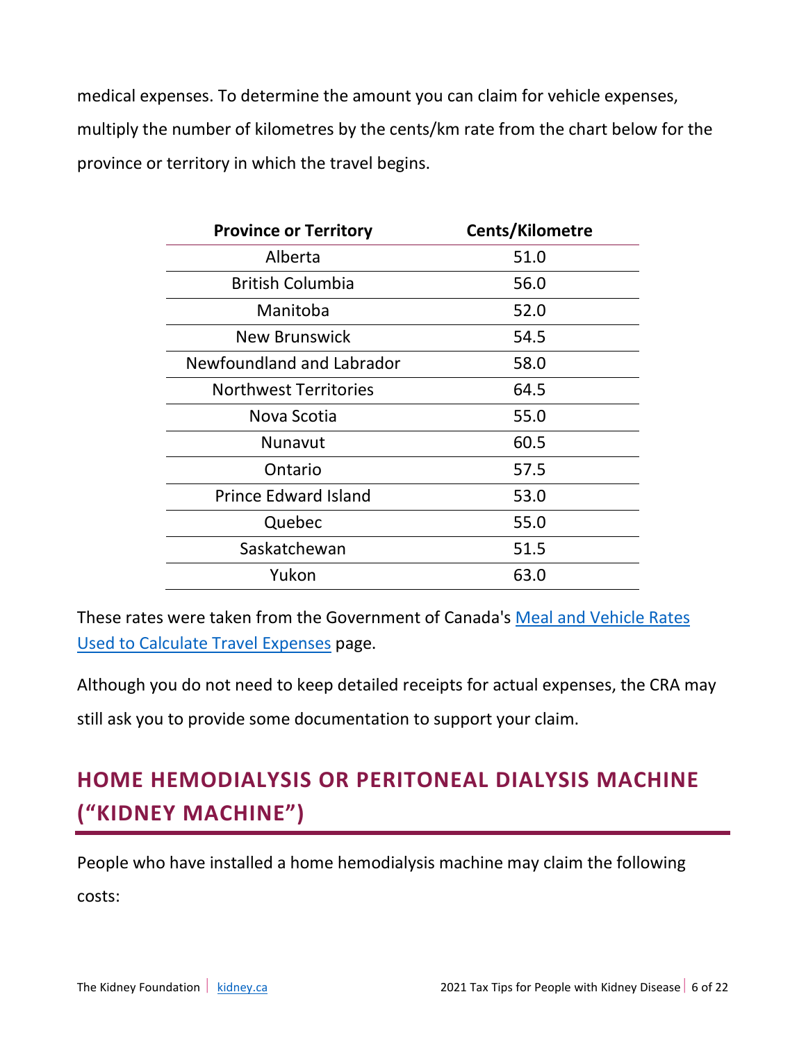medical expenses. To determine the amount you can claim for vehicle expenses, multiply the number of kilometres by the cents/km rate from the chart below for the province or territory in which the travel begins.

| Province or Territory | Cents/Kilometre |
|---|---|
| Alberta | 51.0 |
| British Columbia | 56.0 |
| Manitoba | 52.0 |
| New Brunswick | 54.5 |
| Newfoundland and Labrador | 58.0 |
| Northwest Territories | 64.5 |
| Nova Scotia | 55.0 |
| Nunavut | 60.5 |
| Ontario | 57.5 |
| Prince Edward Island | 53.0 |
| Quebec | 55.0 |
| Saskatchewan | 51.5 |
| Yukon | 63.0 |

These rates were taken from the Government of Canada's [Meal and Vehicle Rates Used to Calculate Travel Expenses] page.

Although you do not need to keep detailed receipts for actual expenses, the CRA may still ask you to provide some documentation to support your claim.

## HOME HEMODIALYSIS OR PERITONEAL DIALYSIS MACHINE ("KIDNEY MACHINE")

People who have installed a home hemodialysis machine may claim the following costs: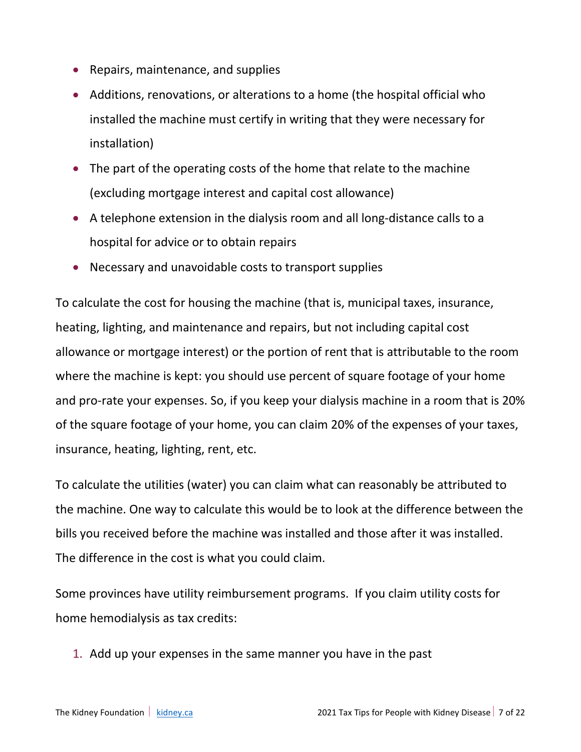- Repairs, maintenance, and supplies
- Additions, renovations, or alterations to a home (the hospital official who installed the machine must certify in writing that they were necessary for installation)
- The part of the operating costs of the home that relate to the machine (excluding mortgage interest and capital cost allowance)
- A telephone extension in the dialysis room and all long-distance calls to a hospital for advice or to obtain repairs
- Necessary and unavoidable costs to transport supplies

To calculate the cost for housing the machine (that is, municipal taxes, insurance, heating, lighting, and maintenance and repairs, but not including capital cost allowance or mortgage interest) or the portion of rent that is attributable to the room where the machine is kept: you should use percent of square footage of your home and pro-rate your expenses. So, if you keep your dialysis machine in a room that is 20% of the square footage of your home, you can claim 20% of the expenses of your taxes, insurance, heating, lighting, rent, etc.

To calculate the utilities (water) you can claim what can reasonably be attributed to the machine. One way to calculate this would be to look at the difference between the bills you received before the machine was installed and those after it was installed. The difference in the cost is what you could claim.

Some provinces have utility reimbursement programs. If you claim utility costs for home hemodialysis as tax credits:

1. Add up your expenses in the same manner you have in the past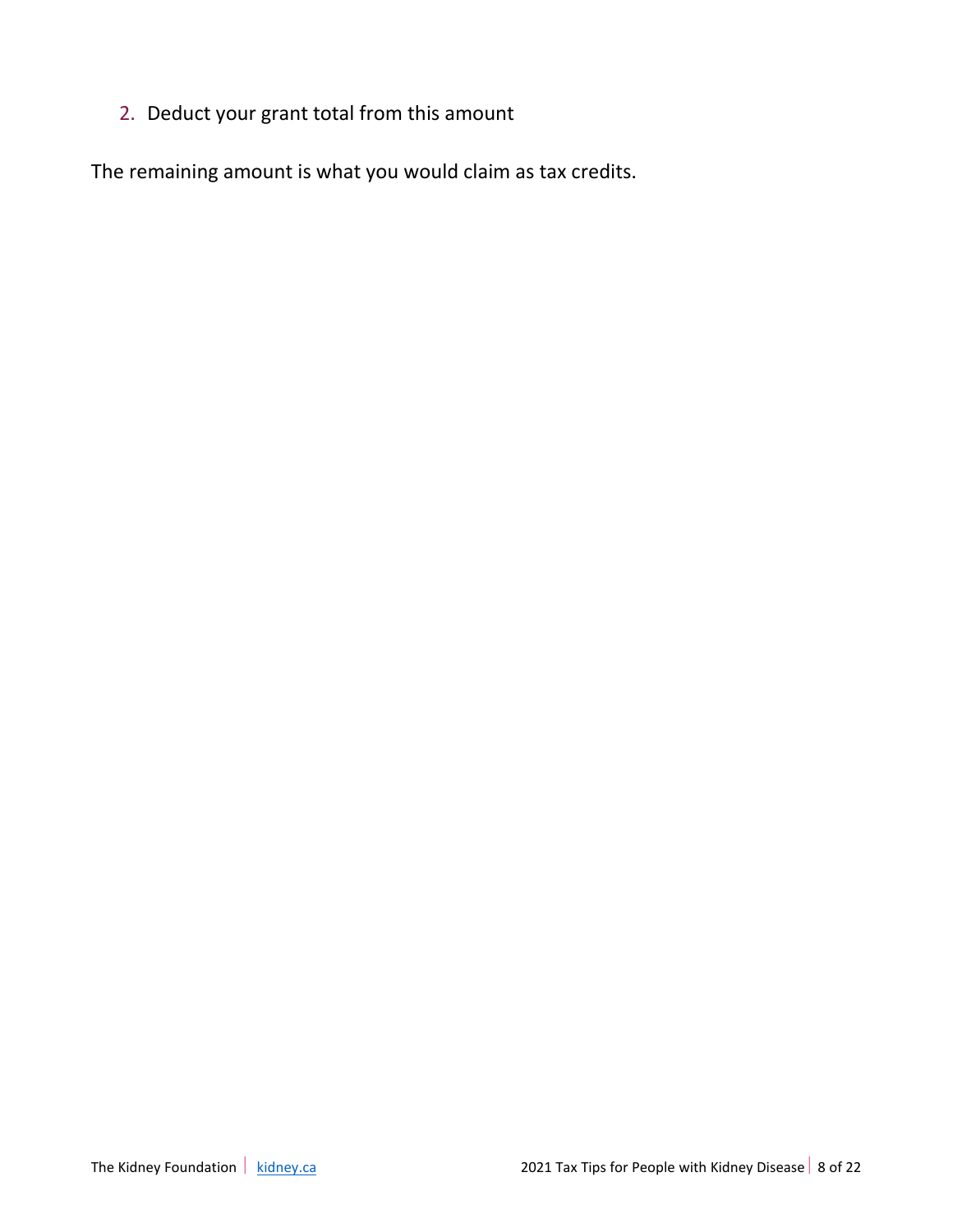2. Deduct your grant total from this amount

The remaining amount is what you would claim as tax credits.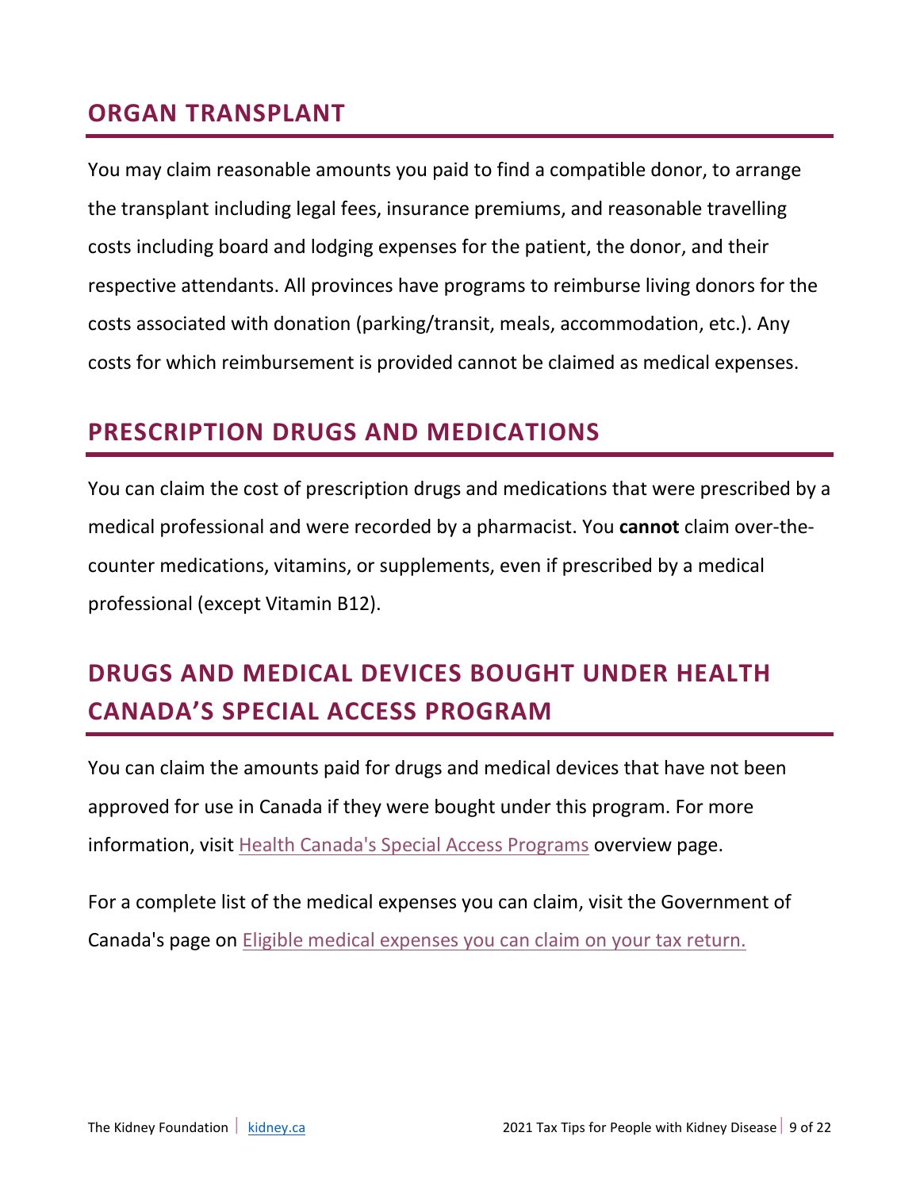## ORGAN TRANSPLANT

You may claim reasonable amounts you paid to find a compatible donor, to arrange the transplant including legal fees, insurance premiums, and reasonable travelling costs including board and lodging expenses for the patient, the donor, and their respective attendants. All provinces have programs to reimburse living donors for the costs associated with donation (parking/transit, meals, accommodation, etc.). Any costs for which reimbursement is provided cannot be claimed as medical expenses.

## PRESCRIPTION DRUGS AND MEDICATIONS

You can claim the cost of prescription drugs and medications that were prescribed by a medical professional and were recorded by a pharmacist. You **cannot** claim over-the-counter medications, vitamins, or supplements, even if prescribed by a medical professional (except Vitamin B12).

## DRUGS AND MEDICAL DEVICES BOUGHT UNDER HEALTH CANADA'S SPECIAL ACCESS PROGRAM

You can claim the amounts paid for drugs and medical devices that have not been approved for use in Canada if they were bought under this program. For more information, visit [Health Canada's Special Access Programs]() overview page.

For a complete list of the medical expenses you can claim, visit the Government of Canada's page on [Eligible medical expenses you can claim on your tax return.]()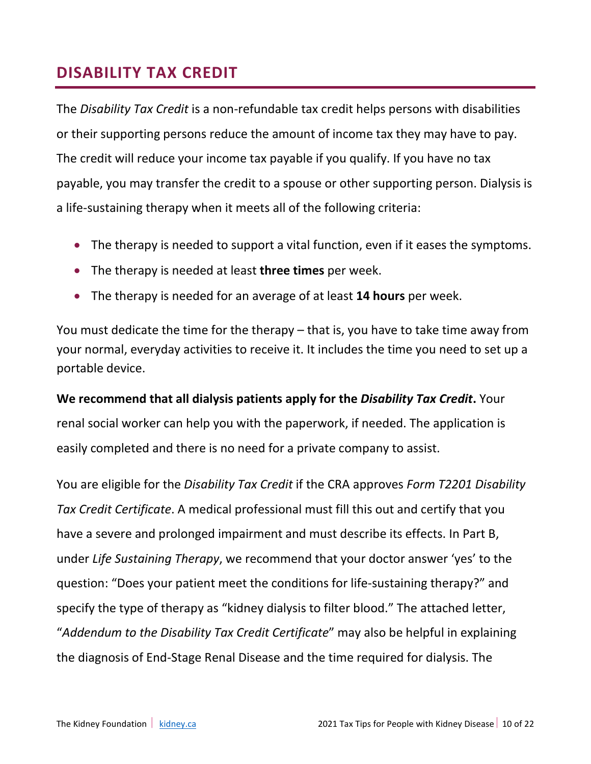## DISABILITY TAX CREDIT

The *Disability Tax Credit* is a non-refundable tax credit helps persons with disabilities or their supporting persons reduce the amount of income tax they may have to pay. The credit will reduce your income tax payable if you qualify. If you have no tax payable, you may transfer the credit to a spouse or other supporting person. Dialysis is a life-sustaining therapy when it meets all of the following criteria:

- The therapy is needed to support a vital function, even if it eases the symptoms.
- The therapy is needed at least **three times** per week.
- The therapy is needed for an average of at least **14 hours** per week.

You must dedicate the time for the therapy – that is, you have to take time away from your normal, everyday activities to receive it. It includes the time you need to set up a portable device.

**We recommend that all dialysis patients apply for the *Disability Tax Credit*.** Your renal social worker can help you with the paperwork, if needed. The application is easily completed and there is no need for a private company to assist.

You are eligible for the *Disability Tax Credit* if the CRA approves *Form T2201 Disability Tax Credit Certificate*. A medical professional must fill this out and certify that you have a severe and prolonged impairment and must describe its effects. In Part B, under *Life Sustaining Therapy*, we recommend that your doctor answer 'yes' to the question: "Does your patient meet the conditions for life-sustaining therapy?" and specify the type of therapy as "kidney dialysis to filter blood." The attached letter, "*Addendum to the Disability Tax Credit Certificate*" may also be helpful in explaining the diagnosis of End-Stage Renal Disease and the time required for dialysis. The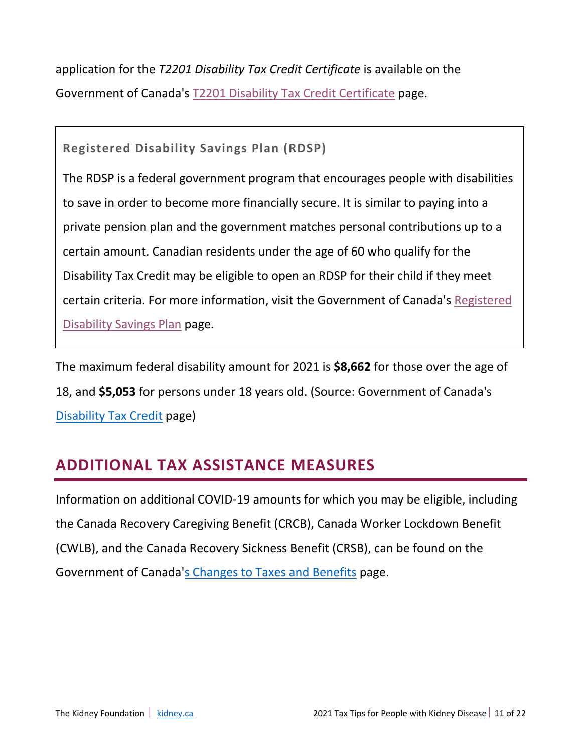application for the *T2201 Disability Tax Credit Certificate* is available on the Government of Canada's T2201 Disability Tax Credit Certificate page.

> **Registered Disability Savings Plan (RDSP)**
>
> The RDSP is a federal government program that encourages people with disabilities to save in order to become more financially secure. It is similar to paying into a private pension plan and the government matches personal contributions up to a certain amount. Canadian residents under the age of 60 who qualify for the Disability Tax Credit may be eligible to open an RDSP for their child if they meet certain criteria. For more information, visit the Government of Canada's Registered Disability Savings Plan page.

The maximum federal disability amount for 2021 is **$8,662** for those over the age of 18, and **$5,053** for persons under 18 years old. (Source: Government of Canada's Disability Tax Credit page)

## ADDITIONAL TAX ASSISTANCE MEASURES

Information on additional COVID-19 amounts for which you may be eligible, including the Canada Recovery Caregiving Benefit (CRCB), Canada Worker Lockdown Benefit (CWLB), and the Canada Recovery Sickness Benefit (CRSB), can be found on the Government of Canada's Changes to Taxes and Benefits page.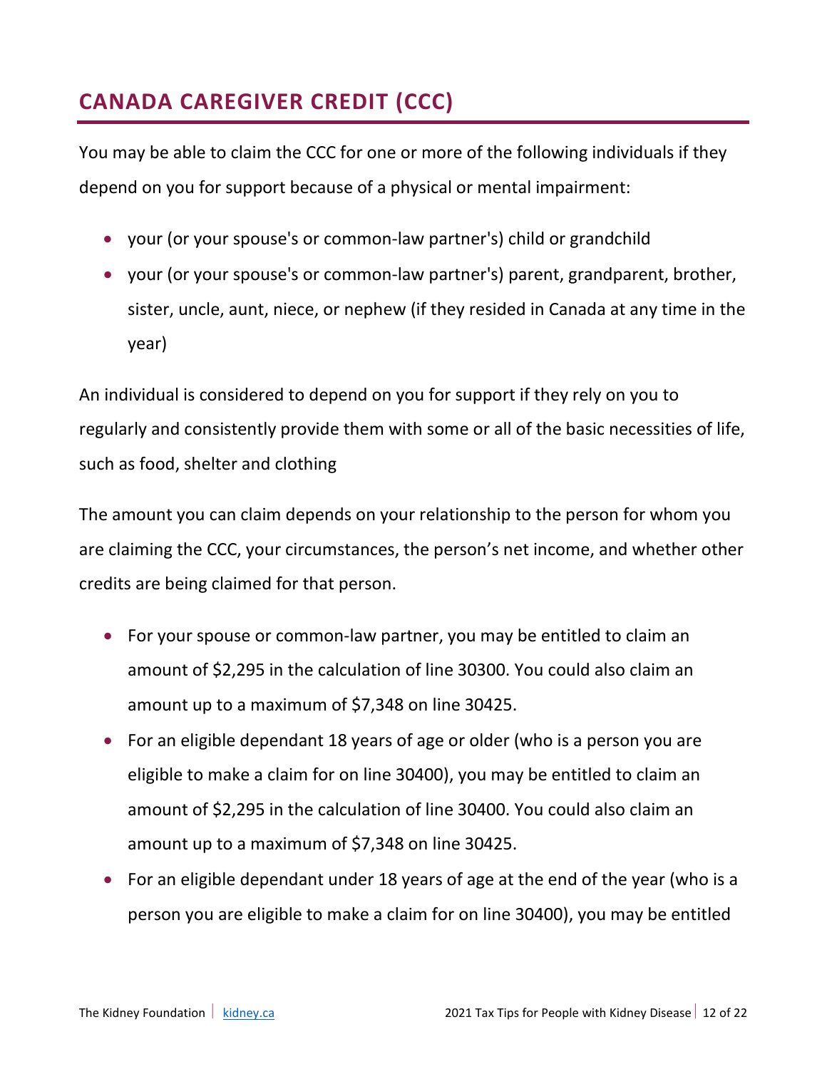## CANADA CAREGIVER CREDIT (CCC)

You may be able to claim the CCC for one or more of the following individuals if they depend on you for support because of a physical or mental impairment:

- your (or your spouse's or common-law partner's) child or grandchild
- your (or your spouse's or common-law partner's) parent, grandparent, brother, sister, uncle, aunt, niece, or nephew (if they resided in Canada at any time in the year)

An individual is considered to depend on you for support if they rely on you to regularly and consistently provide them with some or all of the basic necessities of life, such as food, shelter and clothing

The amount you can claim depends on your relationship to the person for whom you are claiming the CCC, your circumstances, the person's net income, and whether other credits are being claimed for that person.

- For your spouse or common-law partner, you may be entitled to claim an amount of $2,295 in the calculation of line 30300. You could also claim an amount up to a maximum of $7,348 on line 30425.
- For an eligible dependant 18 years of age or older (who is a person you are eligible to make a claim for on line 30400), you may be entitled to claim an amount of $2,295 in the calculation of line 30400. You could also claim an amount up to a maximum of $7,348 on line 30425.
- For an eligible dependant under 18 years of age at the end of the year (who is a person you are eligible to make a claim for on line 30400), you may be entitled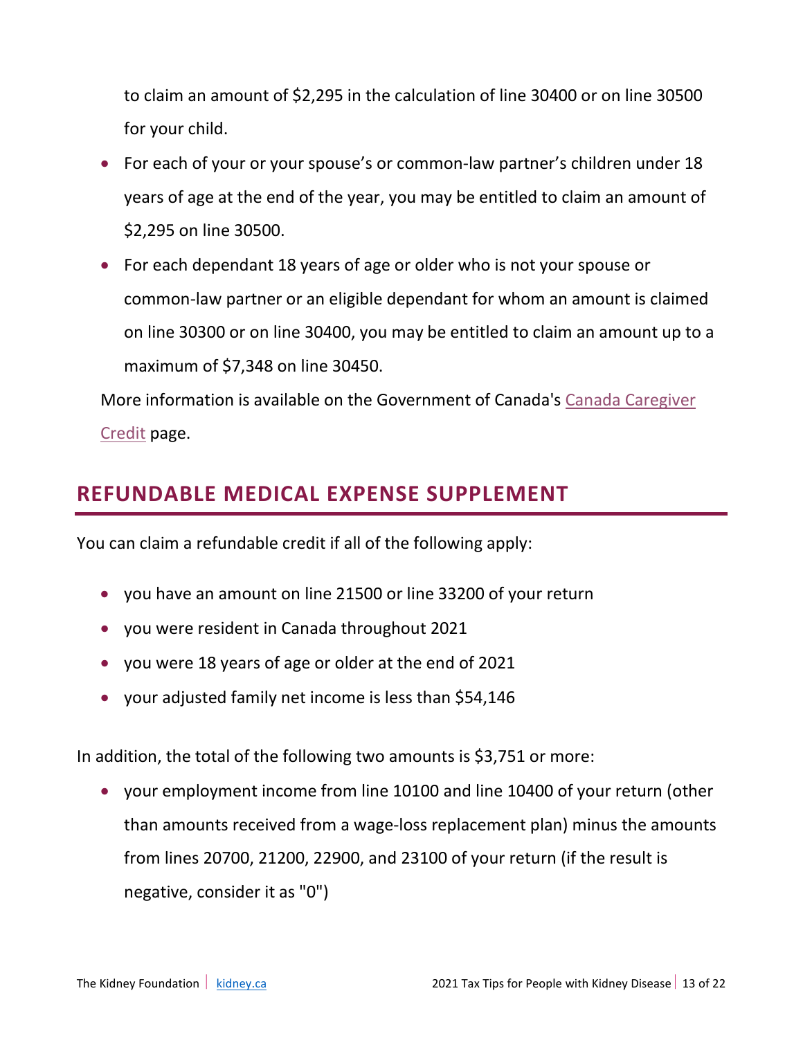to claim an amount of $2,295 in the calculation of line 30400 or on line 30500 for your child.

- For each of your or your spouse's or common-law partner's children under 18 years of age at the end of the year, you may be entitled to claim an amount of $2,295 on line 30500.
- For each dependant 18 years of age or older who is not your spouse or common-law partner or an eligible dependant for whom an amount is claimed on line 30300 or on line 30400, you may be entitled to claim an amount up to a maximum of $7,348 on line 30450.

More information is available on the Government of Canada's Canada Caregiver Credit page.

## REFUNDABLE MEDICAL EXPENSE SUPPLEMENT

You can claim a refundable credit if all of the following apply:

- you have an amount on line 21500 or line 33200 of your return
- you were resident in Canada throughout 2021
- you were 18 years of age or older at the end of 2021
- your adjusted family net income is less than $54,146

In addition, the total of the following two amounts is $3,751 or more:

- your employment income from line 10100 and line 10400 of your return (other than amounts received from a wage-loss replacement plan) minus the amounts from lines 20700, 21200, 22900, and 23100 of your return (if the result is negative, consider it as "0")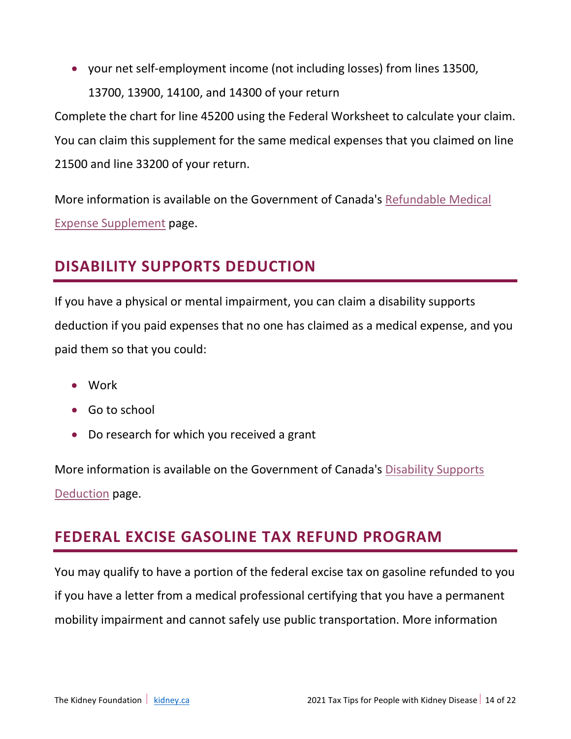- your net self-employment income (not including losses) from lines 13500, 13700, 13900, 14100, and 14300 of your return

Complete the chart for line 45200 using the Federal Worksheet to calculate your claim. You can claim this supplement for the same medical expenses that you claimed on line 21500 and line 33200 of your return.

More information is available on the Government of Canada's [Refundable Medical Expense Supplement]() page.

## DISABILITY SUPPORTS DEDUCTION

If you have a physical or mental impairment, you can claim a disability supports deduction if you paid expenses that no one has claimed as a medical expense, and you paid them so that you could:

- Work
- Go to school
- Do research for which you received a grant

More information is available on the Government of Canada's [Disability Supports Deduction]() page.

## FEDERAL EXCISE GASOLINE TAX REFUND PROGRAM

You may qualify to have a portion of the federal excise tax on gasoline refunded to you if you have a letter from a medical professional certifying that you have a permanent mobility impairment and cannot safely use public transportation. More information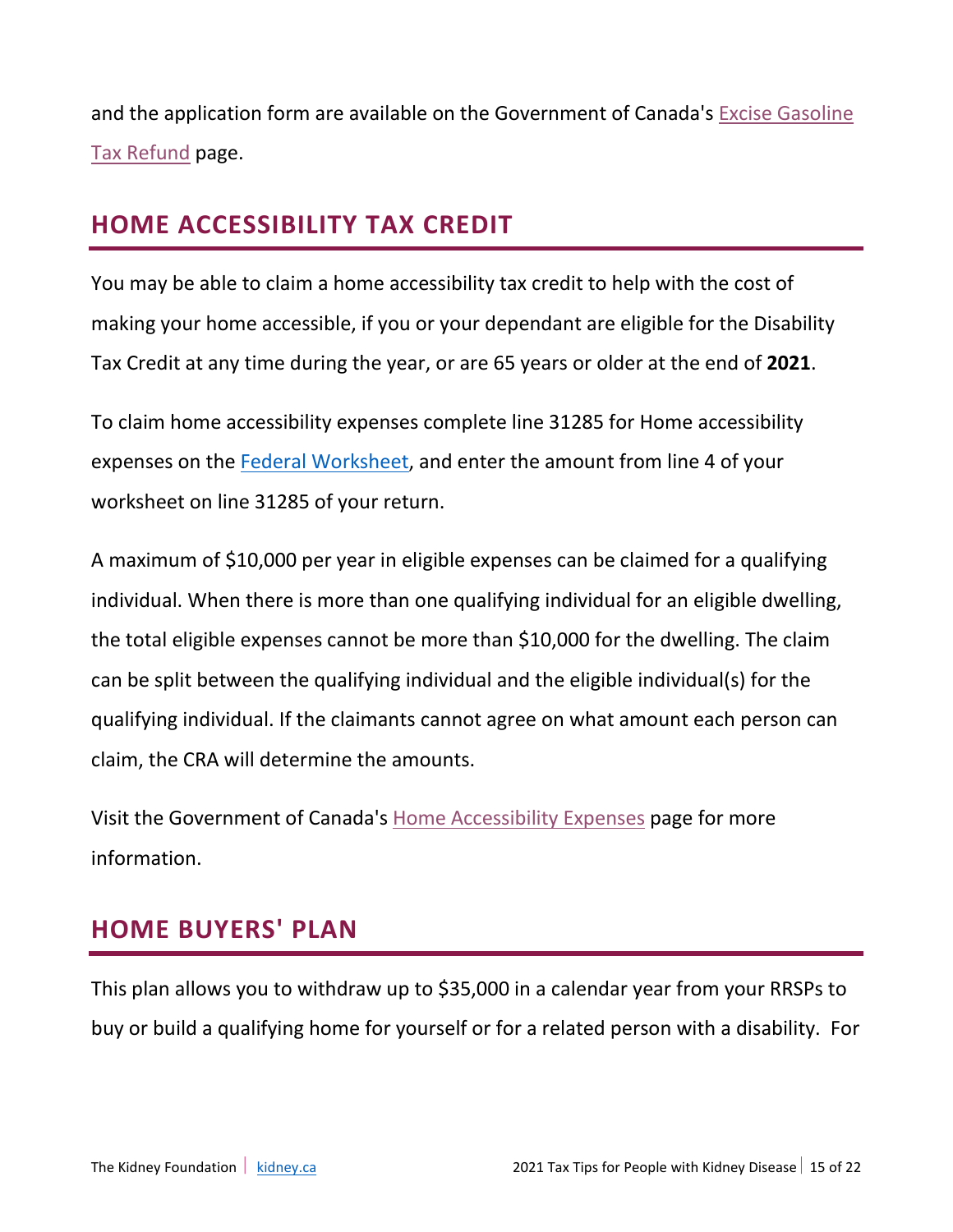and the application form are available on the Government of Canada's Excise Gasoline Tax Refund page.

## HOME ACCESSIBILITY TAX CREDIT

You may be able to claim a home accessibility tax credit to help with the cost of making your home accessible, if you or your dependant are eligible for the Disability Tax Credit at any time during the year, or are 65 years or older at the end of **2021**.

To claim home accessibility expenses complete line 31285 for Home accessibility expenses on the Federal Worksheet, and enter the amount from line 4 of your worksheet on line 31285 of your return.

A maximum of $10,000 per year in eligible expenses can be claimed for a qualifying individual. When there is more than one qualifying individual for an eligible dwelling, the total eligible expenses cannot be more than $10,000 for the dwelling. The claim can be split between the qualifying individual and the eligible individual(s) for the qualifying individual. If the claimants cannot agree on what amount each person can claim, the CRA will determine the amounts.

Visit the Government of Canada's Home Accessibility Expenses page for more information.

## HOME BUYERS' PLAN

This plan allows you to withdraw up to $35,000 in a calendar year from your RRSPs to buy or build a qualifying home for yourself or for a related person with a disability. For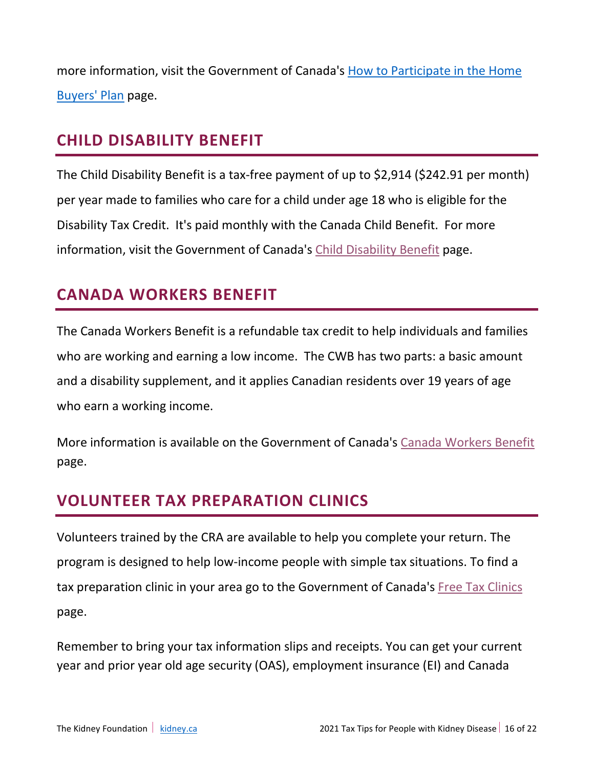more information, visit the Government of Canada's [How to Participate in the Home Buyers' Plan] page.

## CHILD DISABILITY BENEFIT

The Child Disability Benefit is a tax-free payment of up to $2,914 ($242.91 per month) per year made to families who care for a child under age 18 who is eligible for the Disability Tax Credit. It's paid monthly with the Canada Child Benefit. For more information, visit the Government of Canada's Child Disability Benefit page.

## CANADA WORKERS BENEFIT

The Canada Workers Benefit is a refundable tax credit to help individuals and families who are working and earning a low income. The CWB has two parts: a basic amount and a disability supplement, and it applies Canadian residents over 19 years of age who earn a working income.

More information is available on the Government of Canada's Canada Workers Benefit page.

## VOLUNTEER TAX PREPARATION CLINICS

Volunteers trained by the CRA are available to help you complete your return. The program is designed to help low-income people with simple tax situations. To find a tax preparation clinic in your area go to the Government of Canada's Free Tax Clinics page.

Remember to bring your tax information slips and receipts. You can get your current year and prior year old age security (OAS), employment insurance (EI) and Canada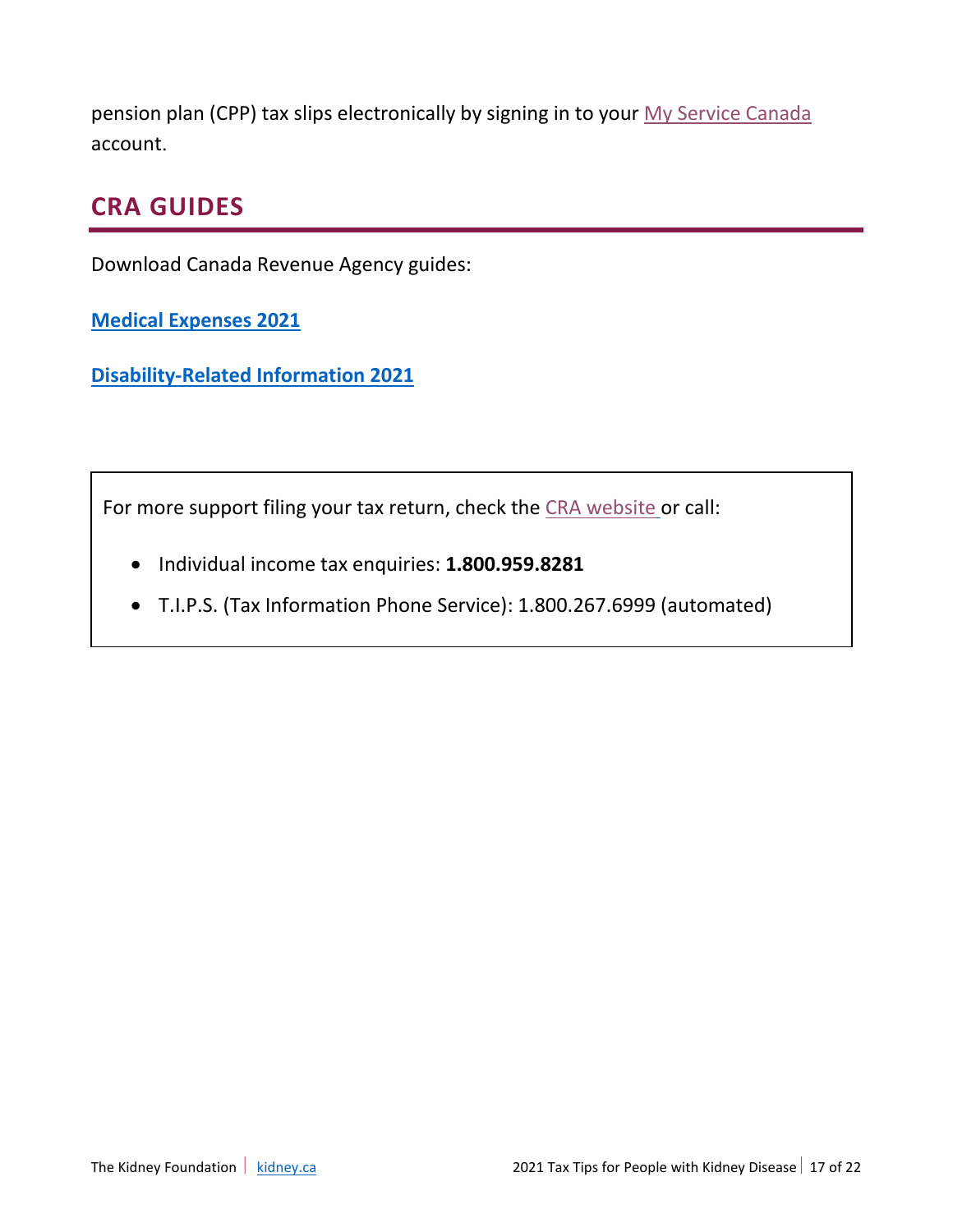pension plan (CPP) tax slips electronically by signing in to your My Service Canada account.

## CRA GUIDES

Download Canada Revenue Agency guides:

**Medical Expenses 2021**

**Disability-Related Information 2021**

For more support filing your tax return, check the CRA website or call:

- Individual income tax enquiries: **1.800.959.8281**
- T.I.P.S. (Tax Information Phone Service): 1.800.267.6999 (automated)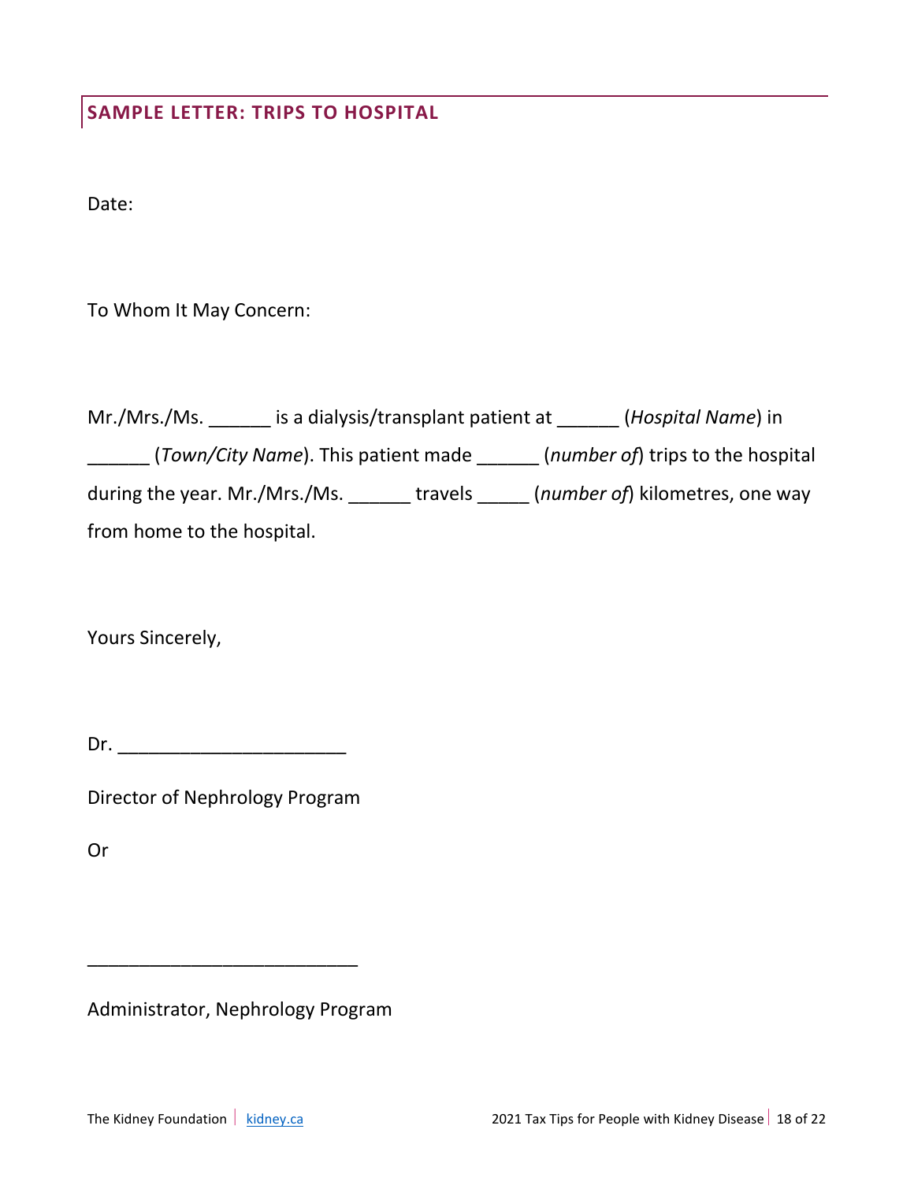## SAMPLE LETTER: TRIPS TO HOSPITAL

Date:

To Whom It May Concern:

Mr./Mrs./Ms. ______ is a dialysis/transplant patient at ______ (*Hospital Name*) in ______ (*Town/City Name*). This patient made ______ (*number of*) trips to the hospital during the year. Mr./Mrs./Ms. ______ travels _____ (*number of*) kilometres, one way from home to the hospital.

Yours Sincerely,

Dr. ______________________

Director of Nephrology Program

Or

__________________________

Administrator, Nephrology Program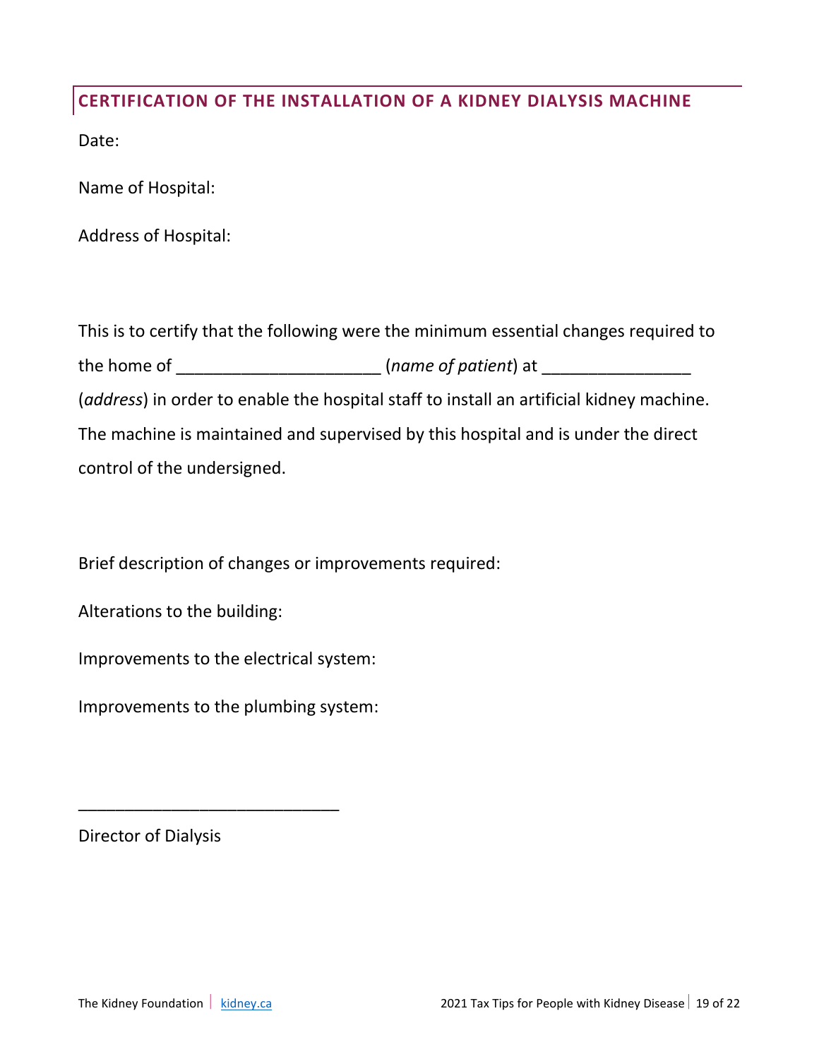## CERTIFICATION OF THE INSTALLATION OF A KIDNEY DIALYSIS MACHINE

Date:

Name of Hospital:

Address of Hospital:

This is to certify that the following were the minimum essential changes required to the home of ______________________ (*name of patient*) at ________________ (*address*) in order to enable the hospital staff to install an artificial kidney machine. The machine is maintained and supervised by this hospital and is under the direct control of the undersigned.

Brief description of changes or improvements required:

Alterations to the building:

Improvements to the electrical system:

Improvements to the plumbing system:

____________________________

Director of Dialysis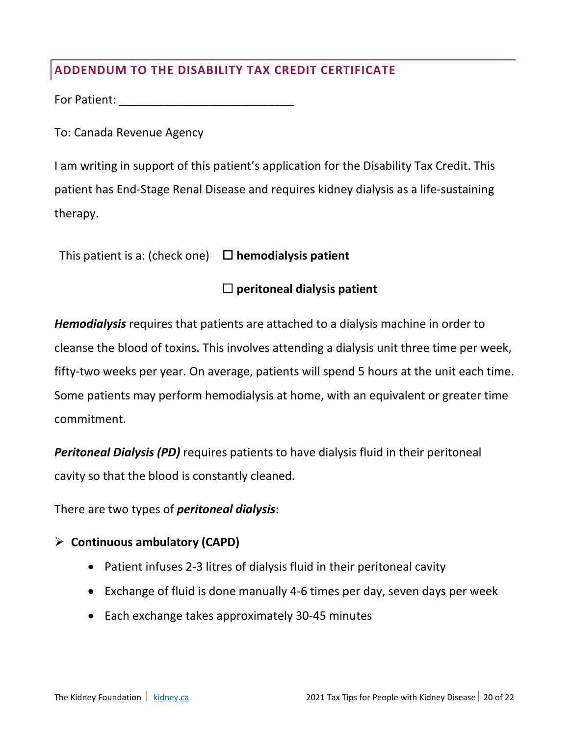## ADDENDUM TO THE DISABILITY TAX CREDIT CERTIFICATE

For Patient: ___________________________

To: Canada Revenue Agency

I am writing in support of this patient's application for the Disability Tax Credit. This patient has End-Stage Renal Disease and requires kidney dialysis as a life-sustaining therapy.

This patient is a: (check one) ☐ **hemodialysis patient**

☐ **peritoneal dialysis patient**

***Hemodialysis*** requires that patients are attached to a dialysis machine in order to cleanse the blood of toxins. This involves attending a dialysis unit three time per week, fifty-two weeks per year. On average, patients will spend 5 hours at the unit each time. Some patients may perform hemodialysis at home, with an equivalent or greater time commitment.

***Peritoneal Dialysis (PD)*** requires patients to have dialysis fluid in their peritoneal cavity so that the blood is constantly cleaned.

There are two types of ***peritoneal dialysis***:

- **Continuous ambulatory (CAPD)**
  - Patient infuses 2-3 litres of dialysis fluid in their peritoneal cavity
  - Exchange of fluid is done manually 4-6 times per day, seven days per week
  - Each exchange takes approximately 30-45 minutes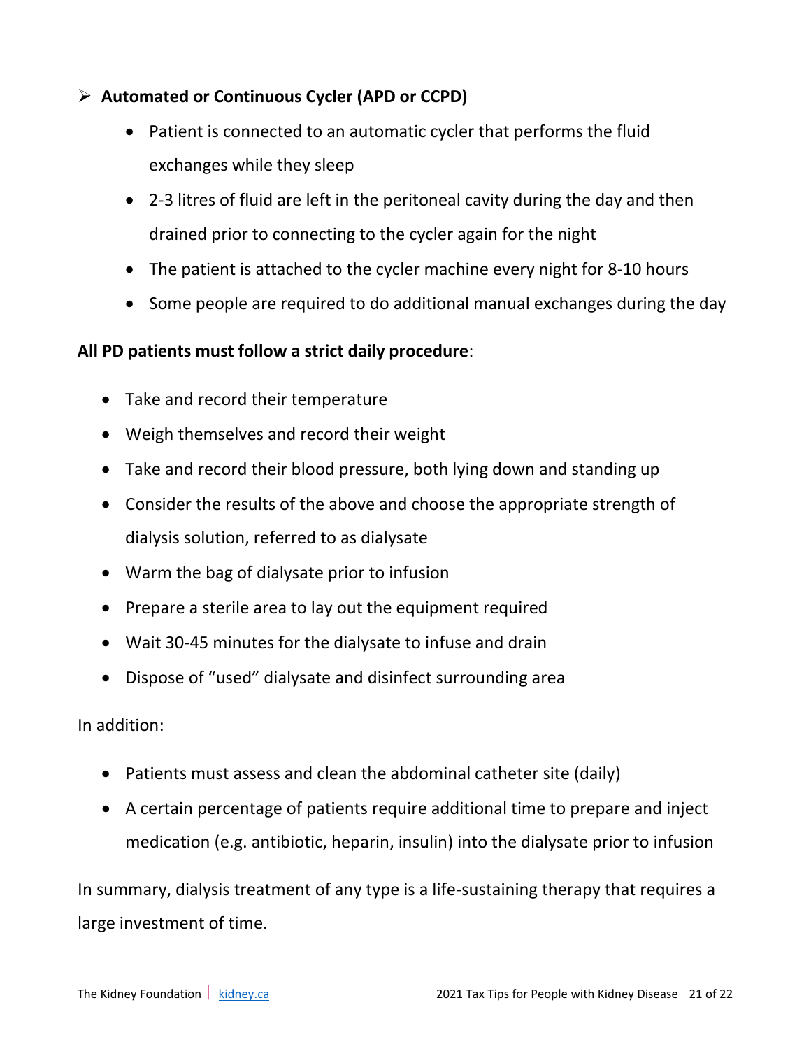- **Automated or Continuous Cycler (APD or CCPD)**
  - Patient is connected to an automatic cycler that performs the fluid exchanges while they sleep
  - 2-3 litres of fluid are left in the peritoneal cavity during the day and then drained prior to connecting to the cycler again for the night
  - The patient is attached to the cycler machine every night for 8-10 hours
  - Some people are required to do additional manual exchanges during the day

**All PD patients must follow a strict daily procedure**:

- Take and record their temperature
- Weigh themselves and record their weight
- Take and record their blood pressure, both lying down and standing up
- Consider the results of the above and choose the appropriate strength of dialysis solution, referred to as dialysate
- Warm the bag of dialysate prior to infusion
- Prepare a sterile area to lay out the equipment required
- Wait 30-45 minutes for the dialysate to infuse and drain
- Dispose of "used" dialysate and disinfect surrounding area

In addition:

- Patients must assess and clean the abdominal catheter site (daily)
- A certain percentage of patients require additional time to prepare and inject medication (e.g. antibiotic, heparin, insulin) into the dialysate prior to infusion

In summary, dialysis treatment of any type is a life-sustaining therapy that requires a large investment of time.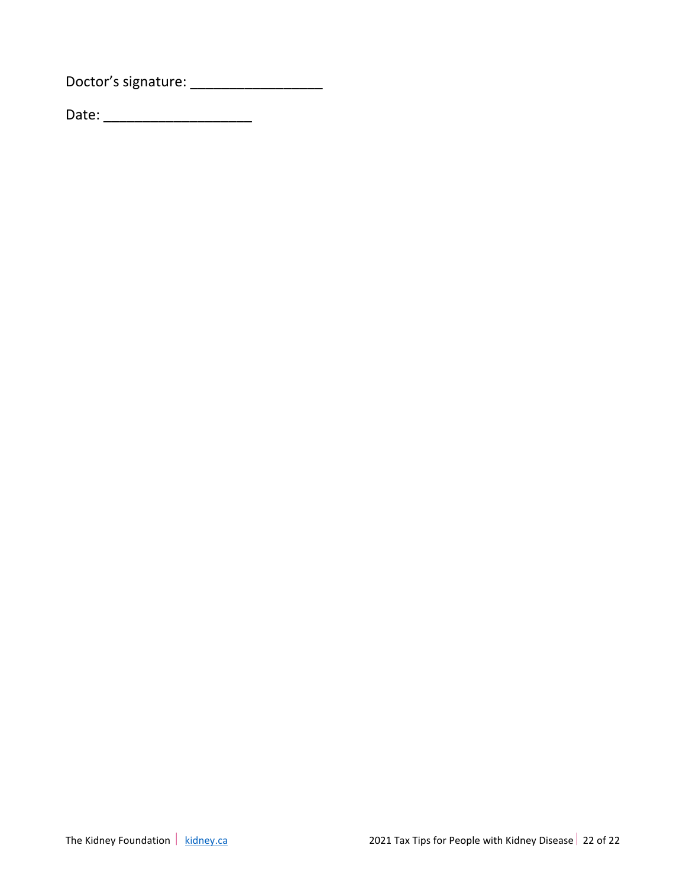Doctor's signature: _________________

Date: ___________________